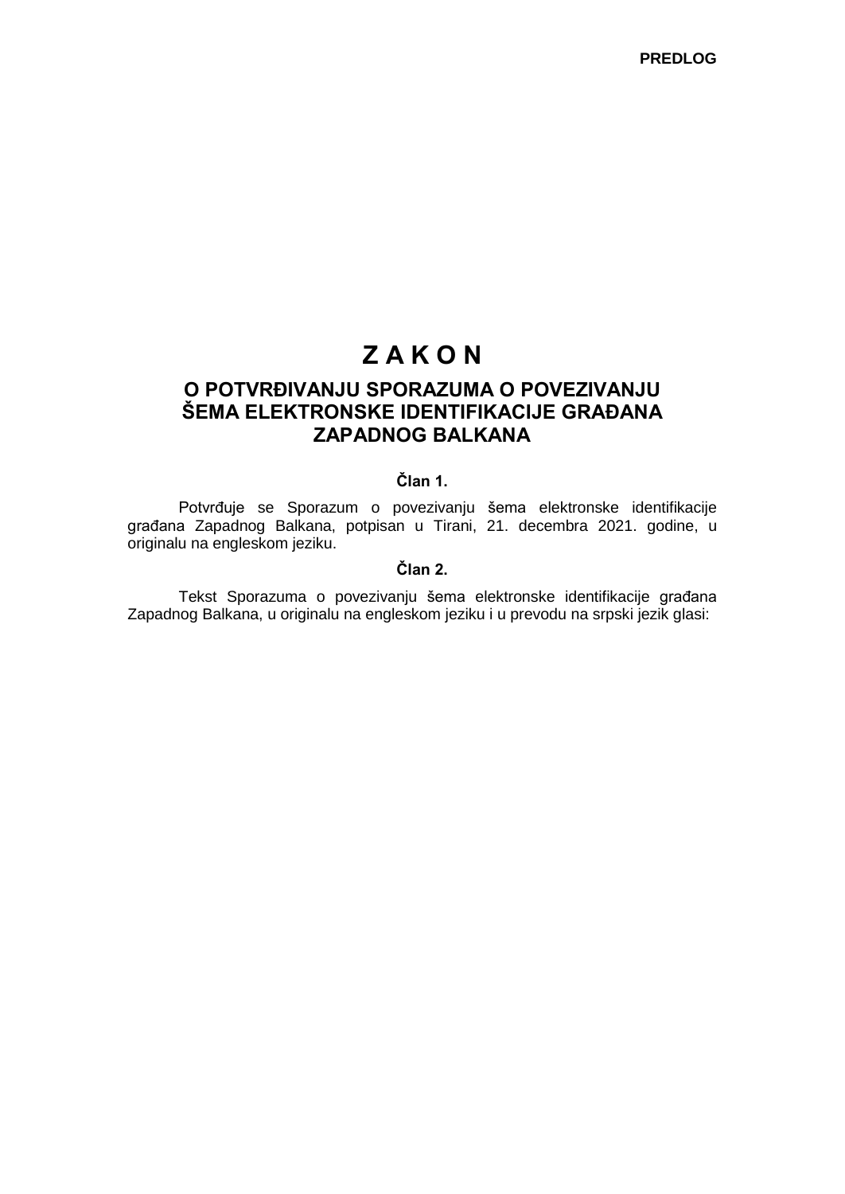**PREDLOG**

# Z A K O N

## O POTVRĐIVANJU SPORAZUMA O POVEZIVANJU ŠEMA ELEKTRONSKE IDENTIFIKACIJE GRAĐANA ZAPADNOG BALKANA

### Član 1.

Potvrđuje se Sporazum o povezivanju šema elektronske identifikacije građana Zapadnog Balkana, potpisan u Tirani, 21. decembra 2021. godine, u originalu na engleskom jeziku.

### Član 2.

Tekst Sporazuma o povezivanju šema elektronske identifikacije građana Zapadnog Balkana, u originalu na engleskom jeziku i u prevodu na srpski jezik glasi: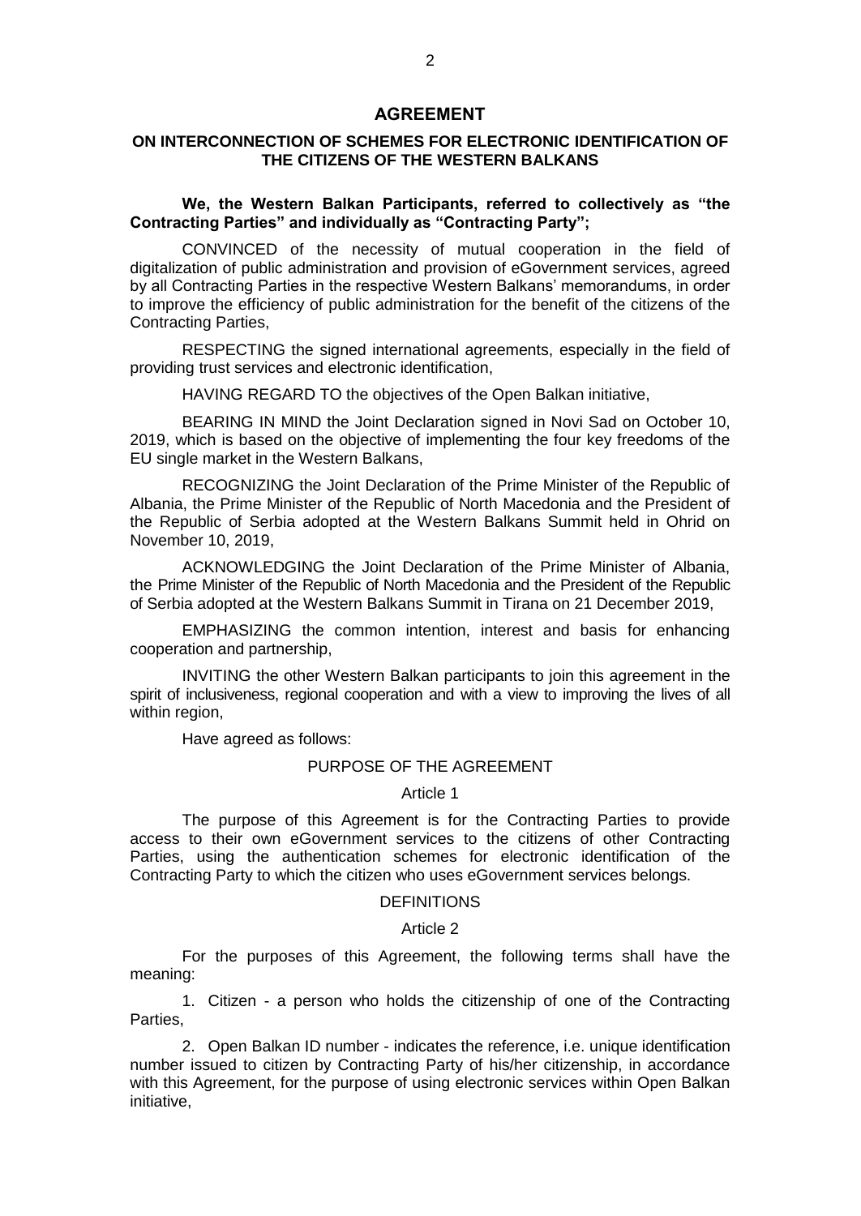# AGREEMENT

## ON INTERCONNECTION OF SCHEMES FOR ELECTRONIC IDENTIFICATION OF THE CITIZENS OF THE WESTERN BALKANS

**We, the Western Balkan Participants, referred to collectively as "the Contracting Parties" and individually as "Contracting Party";**

CONVINCED of the necessity of mutual cooperation in the field of digitalization of public administration and provision of eGovernment services, agreed by all Contracting Parties in the respective Western Balkans' memorandums, in order to improve the efficiency of public administration for the benefit of the citizens of the Contracting Parties,

RESPECTING the signed international agreements, especially in the field of providing trust services and electronic identification,

HAVING REGARD TO the objectives of the Open Balkan initiative,

BEARING IN MIND the Joint Declaration signed in Novi Sad on October 10, 2019, which is based on the objective of implementing the four key freedoms of the EU single market in the Western Balkans,

RECOGNIZING the Joint Declaration of the Prime Minister of the Republic of Albania, the Prime Minister of the Republic of North Macedonia and the President of the Republic of Serbia adopted at the Western Balkans Summit held in Ohrid on November 10, 2019,

ACKNOWLEDGING the Joint Declaration of the Prime Minister of Albania, the Prime Minister of the Republic of North Macedonia and the President of the Republic of Serbia adopted at the Western Balkans Summit in Tirana on 21 December 2019,

EMPHASIZING the common intention, interest and basis for enhancing cooperation and partnership,

INVITING the other Western Balkan participants to join this agreement in the spirit of inclusiveness, regional cooperation and with a view to improving the lives of all within region,

Have agreed as follows:

### PURPOSE OF THE AGREEMENT

#### Article 1

The purpose of this Agreement is for the Contracting Parties to provide access to their own eGovernment services to the citizens of other Contracting Parties, using the authentication schemes for electronic identification of the Contracting Party to which the citizen who uses eGovernment services belongs.

### DEFINITIONS

#### Article 2

For the purposes of this Agreement, the following terms shall have the meaning:

1. Citizen - a person who holds the citizenship of one of the Contracting Parties,

2. Open Balkan ID number - indicates the reference, i.e. unique identification number issued to citizen by Contracting Party of his/her citizenship, in accordance with this Agreement, for the purpose of using electronic services within Open Balkan initiative,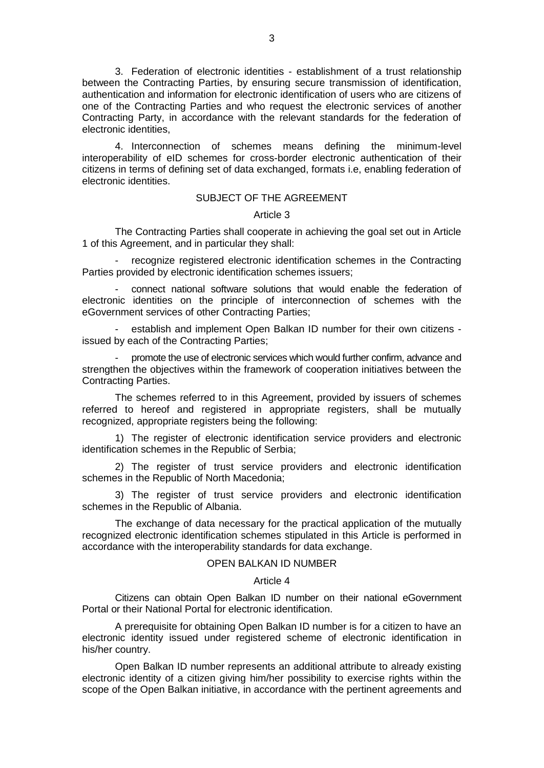3. Federation of electronic identities - establishment of a trust relationship between the Contracting Parties, by ensuring secure transmission of identification, authentication and information for electronic identification of users who are citizens of one of the Contracting Parties and who request the electronic services of another Contracting Party, in accordance with the relevant standards for the federation of electronic identities,

4. Interconnection of schemes means defining the minimum-level interoperability of eID schemes for cross-border electronic authentication of their citizens in terms of defining set of data exchanged, formats i.e, enabling federation of electronic identities.

## SUBJECT OF THE AGREEMENT

### Article 3

The Contracting Parties shall cooperate in achieving the goal set out in Article 1 of this Agreement, and in particular they shall:

- recognize registered electronic identification schemes in the Contracting Parties provided by electronic identification schemes issuers;
- connect national software solutions that would enable the federation of electronic identities on the principle of interconnection of schemes with the eGovernment services of other Contracting Parties;
- establish and implement Open Balkan ID number for their own citizens - issued by each of the Contracting Parties;
- promote the use of electronic services which would further confirm, advance and strengthen the objectives within the framework of cooperation initiatives between the Contracting Parties.

The schemes referred to in this Agreement, provided by issuers of schemes referred to hereof and registered in appropriate registers, shall be mutually recognized, appropriate registers being the following:

1) The register of electronic identification service providers and electronic identification schemes in the Republic of Serbia;

2) The register of trust service providers and electronic identification schemes in the Republic of North Macedonia;

3) The register of trust service providers and electronic identification schemes in the Republic of Albania.

The exchange of data necessary for the practical application of the mutually recognized electronic identification schemes stipulated in this Article is performed in accordance with the interoperability standards for data exchange.

## OPEN BALKAN ID NUMBER

### Article 4

Citizens can obtain Open Balkan ID number on their national eGovernment Portal or their National Portal for electronic identification.

A prerequisite for obtaining Open Balkan ID number is for a citizen to have an electronic identity issued under registered scheme of electronic identification in his/her country.

Open Balkan ID number represents an additional attribute to already existing electronic identity of a citizen giving him/her possibility to exercise rights within the scope of the Open Balkan initiative, in accordance with the pertinent agreements and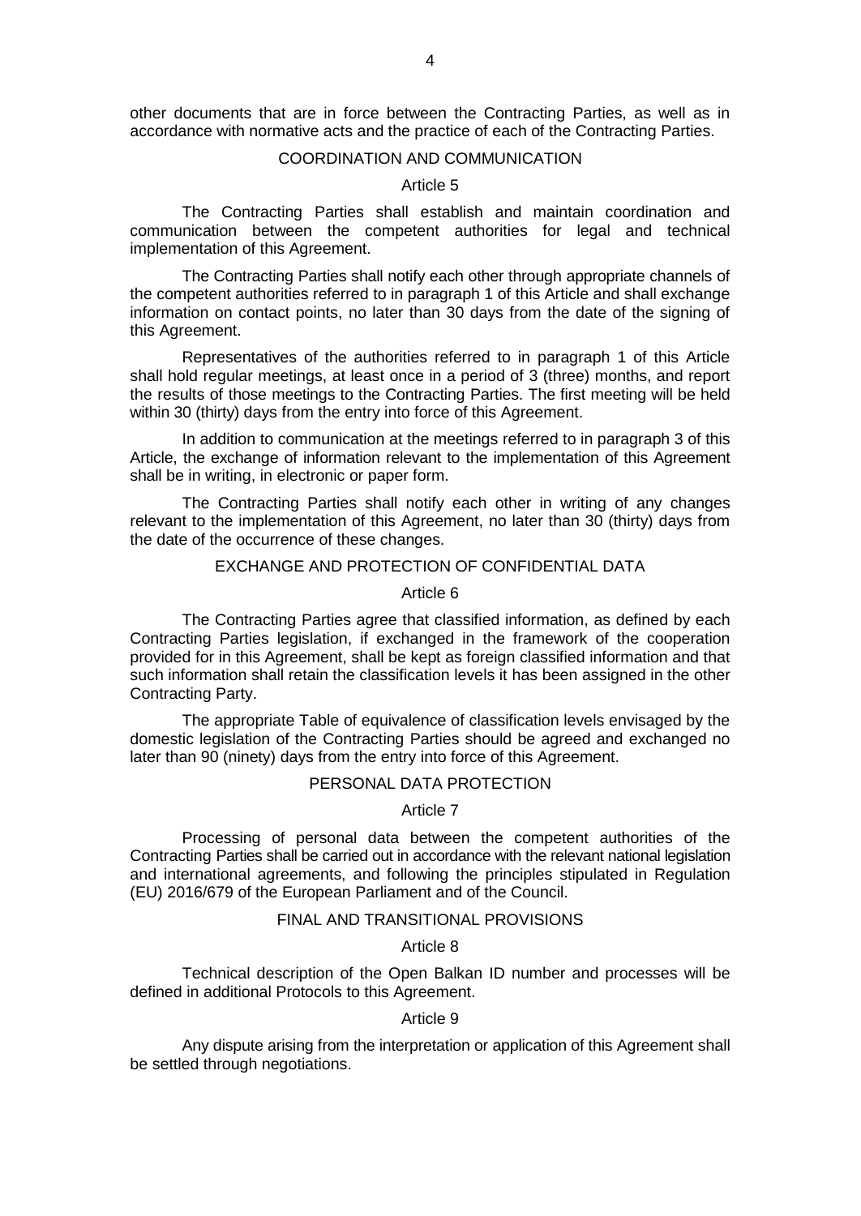other documents that are in force between the Contracting Parties, as well as in accordance with normative acts and the practice of each of the Contracting Parties.

## COORDINATION AND COMMUNICATION

### Article 5

The Contracting Parties shall establish and maintain coordination and communication between the competent authorities for legal and technical implementation of this Agreement.

The Contracting Parties shall notify each other through appropriate channels of the competent authorities referred to in paragraph 1 of this Article and shall exchange information on contact points, no later than 30 days from the date of the signing of this Agreement.

Representatives of the authorities referred to in paragraph 1 of this Article shall hold regular meetings, at least once in a period of 3 (three) months, and report the results of those meetings to the Contracting Parties. The first meeting will be held within 30 (thirty) days from the entry into force of this Agreement.

In addition to communication at the meetings referred to in paragraph 3 of this Article, the exchange of information relevant to the implementation of this Agreement shall be in writing, in electronic or paper form.

The Contracting Parties shall notify each other in writing of any changes relevant to the implementation of this Agreement, no later than 30 (thirty) days from the date of the occurrence of these changes.

## EXCHANGE AND PROTECTION OF CONFIDENTIAL DATA

### Article 6

The Contracting Parties agree that classified information, as defined by each Contracting Parties legislation, if exchanged in the framework of the cooperation provided for in this Agreement, shall be kept as foreign classified information and that such information shall retain the classification levels it has been assigned in the other Contracting Party.

The appropriate Table of equivalence of classification levels envisaged by the domestic legislation of the Contracting Parties should be agreed and exchanged no later than 90 (ninety) days from the entry into force of this Agreement.

## PERSONAL DATA PROTECTION

### Article 7

Processing of personal data between the competent authorities of the Contracting Parties shall be carried out in accordance with the relevant national legislation and international agreements, and following the principles stipulated in Regulation (EU) 2016/679 of the European Parliament and of the Council.

## FINAL AND TRANSITIONAL PROVISIONS

### Article 8

Technical description of the Open Balkan ID number and processes will be defined in additional Protocols to this Agreement.

### Article 9

Any dispute arising from the interpretation or application of this Agreement shall be settled through negotiations.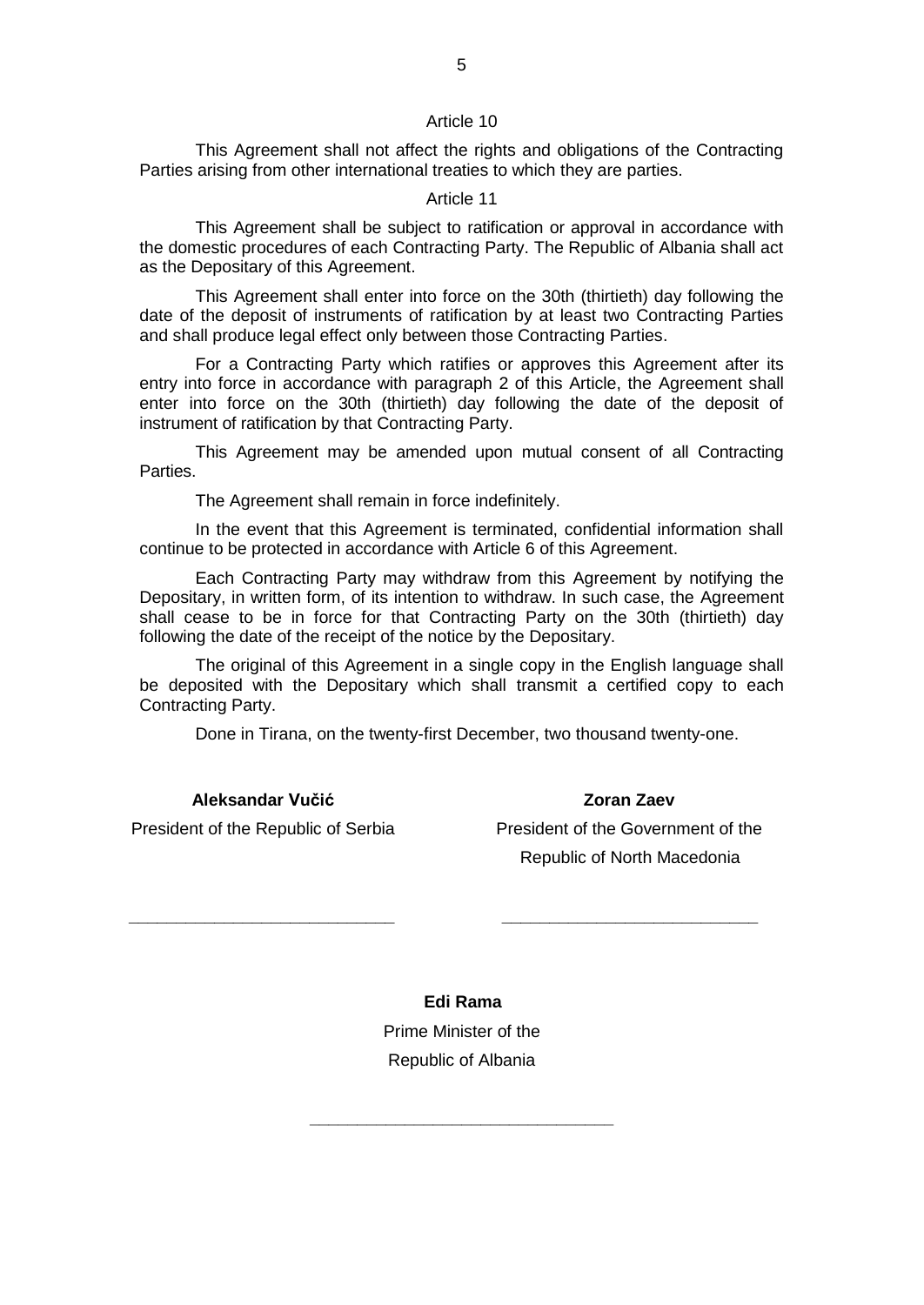### Article 10

This Agreement shall not affect the rights and obligations of the Contracting Parties arising from other international treaties to which they are parties.

### Article 11

This Agreement shall be subject to ratification or approval in accordance with the domestic procedures of each Contracting Party. The Republic of Albania shall act as the Depositary of this Agreement.

This Agreement shall enter into force on the 30th (thirtieth) day following the date of the deposit of instruments of ratification by at least two Contracting Parties and shall produce legal effect only between those Contracting Parties.

For a Contracting Party which ratifies or approves this Agreement after its entry into force in accordance with paragraph 2 of this Article, the Agreement shall enter into force on the 30th (thirtieth) day following the date of the deposit of instrument of ratification by that Contracting Party.

This Agreement may be amended upon mutual consent of all Contracting Parties.

The Agreement shall remain in force indefinitely.

In the event that this Agreement is terminated, confidential information shall continue to be protected in accordance with Article 6 of this Agreement.

Each Contracting Party may withdraw from this Agreement by notifying the Depositary, in written form, of its intention to withdraw. In such case, the Agreement shall cease to be in force for that Contracting Party on the 30th (thirtieth) day following the date of the receipt of the notice by the Depositary.

The original of this Agreement in a single copy in the English language shall be deposited with the Depositary which shall transmit a certified copy to each Contracting Party.

Done in Tirana, on the twenty-first December, two thousand twenty-one.

**Aleksandar Vučić**

President of the Republic of Serbia

\_\_\_\_\_\_\_\_\_\_\_\_\_\_\_\_\_\_\_\_\_\_\_\_\_\_\_\_

**Zoran Zaev**

President of the Government of the Republic of North Macedonia

\_\_\_\_\_\_\_\_\_\_\_\_\_\_\_\_\_\_\_\_\_\_\_\_\_\_\_\_

**Edi Rama**

Prime Minister of the Republic of Albania

\_\_\_\_\_\_\_\_\_\_\_\_\_\_\_\_\_\_\_\_\_\_\_\_\_\_\_\_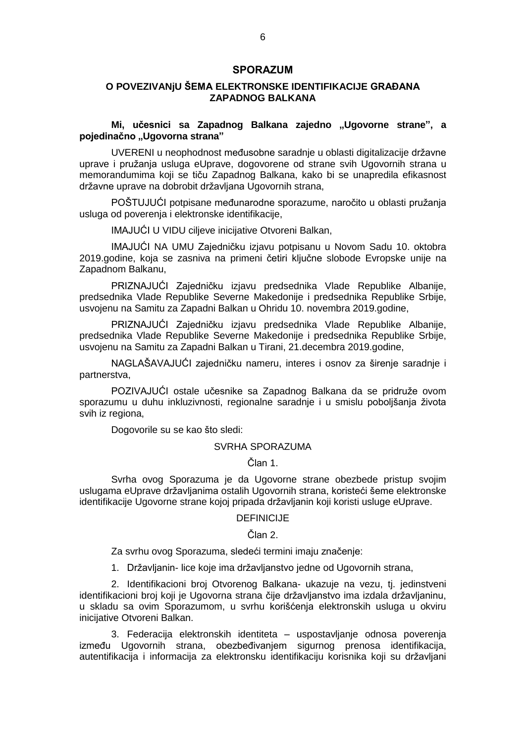# SPORAZUM

## O POVEZIVANjU ŠEMA ELEKTRONSKE IDENTIFIKACIJE GRAĐANA ZAPADNOG BALKANA

**Mi, učesnici sa Zapadnog Balkana zajedno „Ugovorne strane”, a pojedinačno „Ugovorna strana”**

UVERENI u neophodnost međusobne saradnje u oblasti digitalizacije državne uprave i pružanja usluga eUprave, dogovorene od strane svih Ugovornih strana u memorandumima koji se tiču Zapadnog Balkana, kako bi se unapredila efikasnost državne uprave na dobrobit državljana Ugovornih strana,

POŠTUJUĆI potpisane međunarodne sporazume, naročito u oblasti pružanja usluga od poverenja i elektronske identifikacije,

IMAJUĆI U VIDU ciljeve inicijative Otvoreni Balkan,

IMAJUĆI NA UMU Zajedničku izjavu potpisanu u Novom Sadu 10. oktobra 2019.godine, koja se zasniva na primeni četiri ključne slobode Evropske unije na Zapadnom Balkanu,

PRIZNAJUĆI Zajedničku izjavu predsednika Vlade Republike Albanije, predsednika Vlade Republike Severne Makedonije i predsednika Republike Srbije, usvojenu na Samitu za Zapadni Balkan u Ohridu 10. novembra 2019.godine,

PRIZNAJUĆI Zajedničku izjavu predsednika Vlade Republike Albanije, predsednika Vlade Republike Severne Makedonije i predsednika Republike Srbije, usvojenu na Samitu za Zapadni Balkan u Tirani, 21.decembra 2019.godine,

NAGLAŠAVAJUĆI zajedničku nameru, interes i osnov za širenje saradnje i partnerstva,

POZIVAJUĆI ostale učesnike sa Zapadnog Balkana da se pridruže ovom sporazumu u duhu inkluzivnosti, regionalne saradnje i u smislu poboljšanja života svih iz regiona,

Dogovorile su se kao što sledi:

SVRHA SPORAZUMA

Član 1.

Svrha ovog Sporazuma je da Ugovorne strane obezbede pristup svojim uslugama eUprave državljanima ostalih Ugovornih strana, koristeći šeme elektronske identifikacije Ugovorne strane kojoj pripada državljanin koji koristi usluge eUprave.

DEFINICIJE

Član 2.

Za svrhu ovog Sporazuma, sledeći termini imaju značenje:

1. Državljanin- lice koje ima državljanstvo jedne od Ugovornih strana,

2. Identifikacioni broj Otvorenog Balkana- ukazuje na vezu, tj. jedinstveni identifikacioni broj koji je Ugovorna strana čije državljanstvo ima izdala državljaninu, u skladu sa ovim Sporazumom, u svrhu korišćenja elektronskih usluga u okviru inicijative Otvoreni Balkan.

3. Federacija elektronskih identiteta – uspostavljanje odnosa poverenja između Ugovornih strana, obezbeđivanjem sigurnog prenosa identifikacija, autentifikacija i informacija za elektronsku identifikaciju korisnika koji su državljani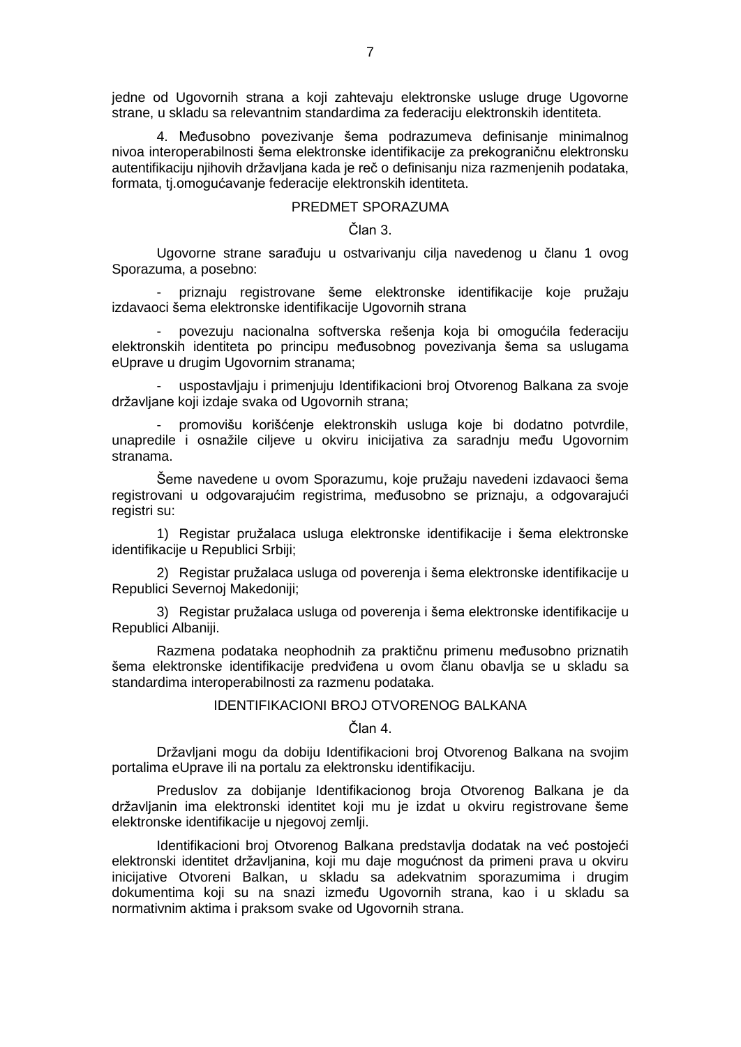jedne od Ugovornih strana a koji zahtevaju elektronske usluge druge Ugovorne strane, u skladu sa relevantnim standardima za federaciju elektronskih identiteta.

4. Međusobno povezivanje šema podrazumeva definisanje minimalnog nivoa interoperabilnosti šema elektronske identifikacije za prekograničnu elektronsku autentifikaciju njihovih državljana kada je reč o definisanju niza razmenjenih podataka, formata, tj.omogućavanje federacije elektronskih identiteta.

## PREDMET SPORAZUMA

### Član 3.

Ugovorne strane sarađuju u ostvarivanju cilja navedenog u članu 1 ovog Sporazuma, a posebno:

- priznaju registrovane šeme elektronske identifikacije koje pružaju izdavaoci šema elektronske identifikacije Ugovornih strana
- povezuju nacionalna softverska rešenja koja bi omogućila federaciju elektronskih identiteta po principu međusobnog povezivanja šema sa uslugama eUprave u drugim Ugovornim stranama;
- uspostavljaju i primenjuju Identifikacioni broj Otvorenog Balkana za svoje državljane koji izdaje svaka od Ugovornih strana;
- promovišu korišćenje elektronskih usluga koje bi dodatno potvrdile, unapredile i osnažile ciljeve u okviru inicijativa za saradnju među Ugovornim stranama.

Šeme navedene u ovom Sporazumu, koje pružaju navedeni izdavaoci šema registrovani u odgovarajućim registrima, međusobno se priznaju, a odgovarajući registri su:

1) Registar pružalaca usluga elektronske identifikacije i šema elektronske identifikacije u Republici Srbiji;

2) Registar pružalaca usluga od poverenja i šema elektronske identifikacije u Republici Severnoj Makedoniji;

3) Registar pružalaca usluga od poverenja i šema elektronske identifikacije u Republici Albaniji.

Razmena podataka neophodnih za praktičnu primenu međusobno priznatih šema elektronske identifikacije predviđena u ovom članu obavlja se u skladu sa standardima interoperabilnosti za razmenu podataka.

## IDENTIFIKACIONI BROJ OTVORENOG BALKANA

### Član 4.

Državljani mogu da dobiju Identifikacioni broj Otvorenog Balkana na svojim portalima eUprave ili na portalu za elektronsku identifikaciju.

Preduslov za dobijanje Identifikacionog broja Otvorenog Balkana je da državljanin ima elektronski identitet koji mu je izdat u okviru registrovane šeme elektronske identifikacije u njegovoj zemlji.

Identifikacioni broj Otvorenog Balkana predstavlja dodatak na već postojeći elektronski identitet državljanina, koji mu daje mogućnost da primeni prava u okviru inicijative Otvoreni Balkan, u skladu sa adekvatnim sporazumima i drugim dokumentima koji su na snazi između Ugovornih strana, kao i u skladu sa normativnim aktima i praksom svake od Ugovornih strana.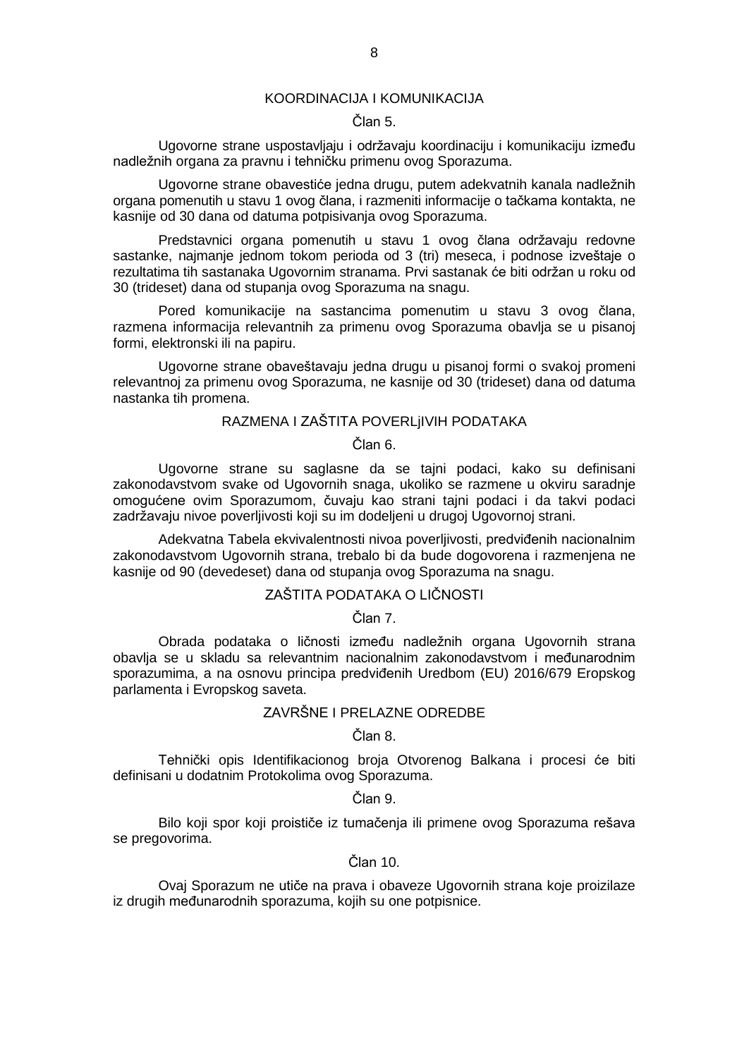KOORDINACIJA I KOMUNIKACIJA

Član 5.

Ugovorne strane uspostavljaju i održavaju koordinaciju i komunikaciju između nadležnih organa za pravnu i tehničku primenu ovog Sporazuma.

Ugovorne strane obavestiće jedna drugu, putem adekvatnih kanala nadležnih organa pomenutih u stavu 1 ovog člana, i razmeniti informacije o tačkama kontakta, ne kasnije od 30 dana od datuma potpisivanja ovog Sporazuma.

Predstavnici organa pomenutih u stavu 1 ovog člana održavaju redovne sastanke, najmanje jednom tokom perioda od 3 (tri) meseca, i podnose izveštaje o rezultatima tih sastanaka Ugovornim stranama. Prvi sastanak će biti održan u roku od 30 (trideset) dana od stupanja ovog Sporazuma na snagu.

Pored komunikacije na sastancima pomenutim u stavu 3 ovog člana, razmena informacija relevantnih za primenu ovog Sporazuma obavlja se u pisanoj formi, elektronski ili na papiru.

Ugovorne strane obaveštavaju jedna drugu u pisanoj formi o svakoj promeni relevantnoj za primenu ovog Sporazuma, ne kasnije od 30 (trideset) dana od datuma nastanka tih promena.

RAZMENA I ZAŠTITA POVERLjIVIH PODATAKA

Član 6.

Ugovorne strane su saglasne da se tajni podaci, kako su definisani zakonodavstvom svake od Ugovornih snaga, ukoliko se razmene u okviru saradnje omogućene ovim Sporazumom, čuvaju kao strani tajni podaci i da takvi podaci zadržavaju nivoe poverljivosti koji su im dodeljeni u drugoj Ugovornoj strani.

Adekvatna Tabela ekvivalentnosti nivoa poverljivosti, predviđenih nacionalnim zakonodavstvom Ugovornih strana, trebalo bi da bude dogovorena i razmenjena ne kasnije od 90 (devedeset) dana od stupanja ovog Sporazuma na snagu.

ZAŠTITA PODATAKA O LIČNOSTI

Član 7.

Obrada podataka o ličnosti između nadležnih organa Ugovornih strana obavlja se u skladu sa relevantnim nacionalnim zakonodavstvom i međunarodnim sporazumima, a na osnovu principa predviđenih Uredbom (EU) 2016/679 Evropskog parlamenta i Evropskog saveta.

ZAVRŠNE I PRELAZNE ODREDBE

Član 8.

Tehnički opis Identifikacionog broja Otvorenog Balkana i procesi će biti definisani u dodatnim Protokolima ovog Sporazuma.

Član 9.

Bilo koji spor koji proističe iz tumačenja ili primene ovog Sporazuma rešava se pregovorima.

Član 10.

Ovaj Sporazum ne utiče na prava i obaveze Ugovornih strana koje proizilaze iz drugih međunarodnih sporazuma, kojih su one potpisnice.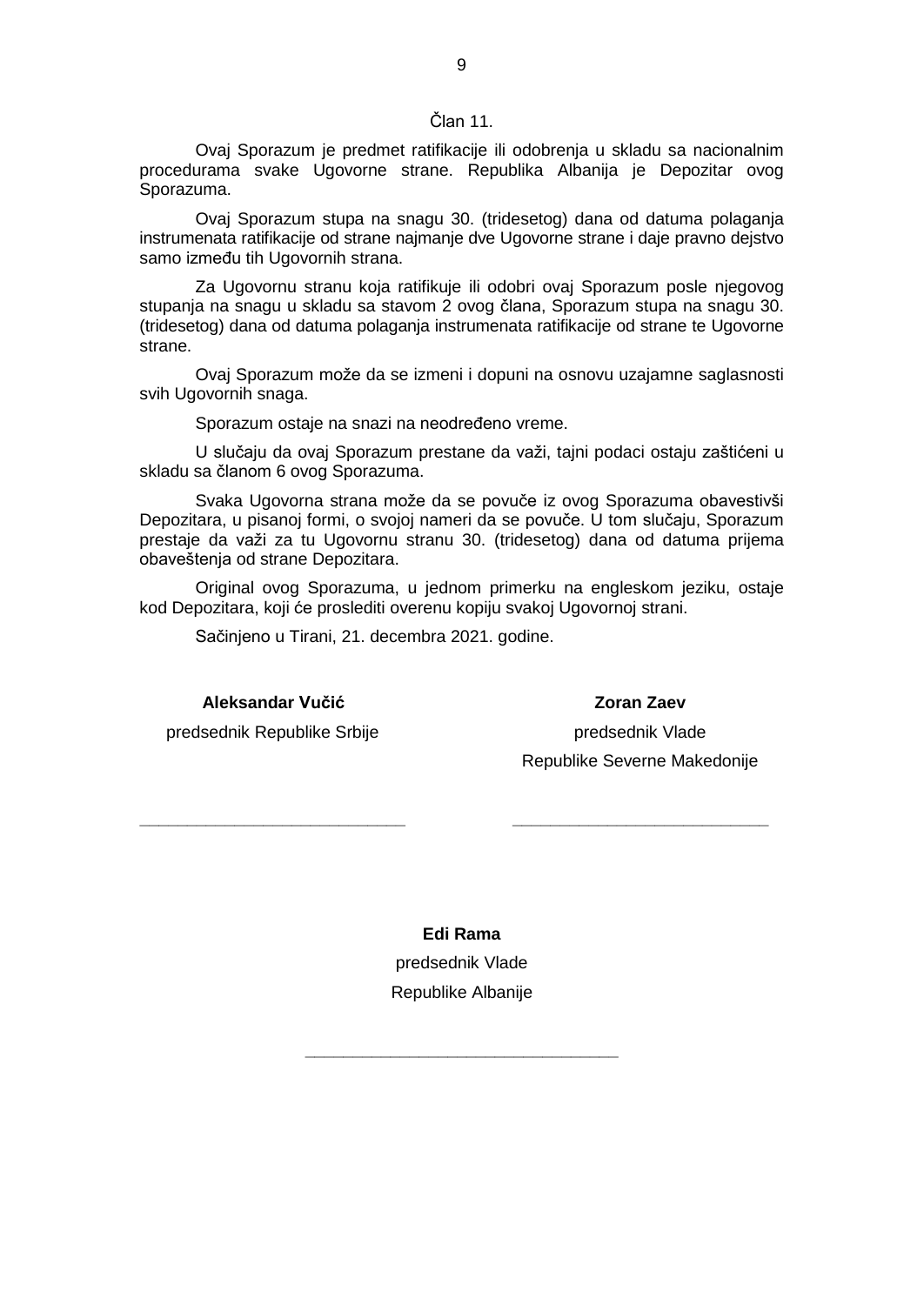Član 11.

Ovaj Sporazum je predmet ratifikacije ili odobrenja u skladu sa nacionalnim procedurama svake Ugovorne strane. Republika Albanija je Depozitar ovog Sporazuma.

Ovaj Sporazum stupa na snagu 30. (tridesetog) dana od datuma polaganja instrumenata ratifikacije od strane najmanje dve Ugovorne strane i daje pravno dejstvo samo između tih Ugovornih strana.

Za Ugovornu stranu koja ratifikuje ili odobri ovaj Sporazum posle njegovog stupanja na snagu u skladu sa stavom 2 ovog člana, Sporazum stupa na snagu 30. (tridesetog) dana od datuma polaganja instrumenata ratifikacije od strane te Ugovorne strane.

Ovaj Sporazum može da se izmeni i dopuni na osnovu uzajamne saglasnosti svih Ugovornih snaga.

Sporazum ostaje na snazi na neodređeno vreme.

U slučaju da ovaj Sporazum prestane da važi, tajni podaci ostaju zaštićeni u skladu sa članom 6 ovog Sporazuma.

Svaka Ugovorna strana može da se povuče iz ovog Sporazuma obavestivši Depozitara, u pisanoj formi, o svojoj nameri da se povuče. U tom slučaju, Sporazum prestaje da važi za tu Ugovornu stranu 30. (tridesetog) dana od datuma prijema obaveštenja od strane Depozitara.

Original ovog Sporazuma, u jednom primerku na engleskom jeziku, ostaje kod Depozitara, koji će proslediti overenu kopiju svakoj Ugovornoj strani.

Sačinjeno u Tirani, 21. decembra 2021. godine.

**Aleksandar Vučić**
predsednik Republike Srbije

___________________________

**Zoran Zaev**
predsednik Vlade
Republike Severne Makedonije

___________________________

**Edi Rama**
predsednik Vlade
Republike Albanije

___________________________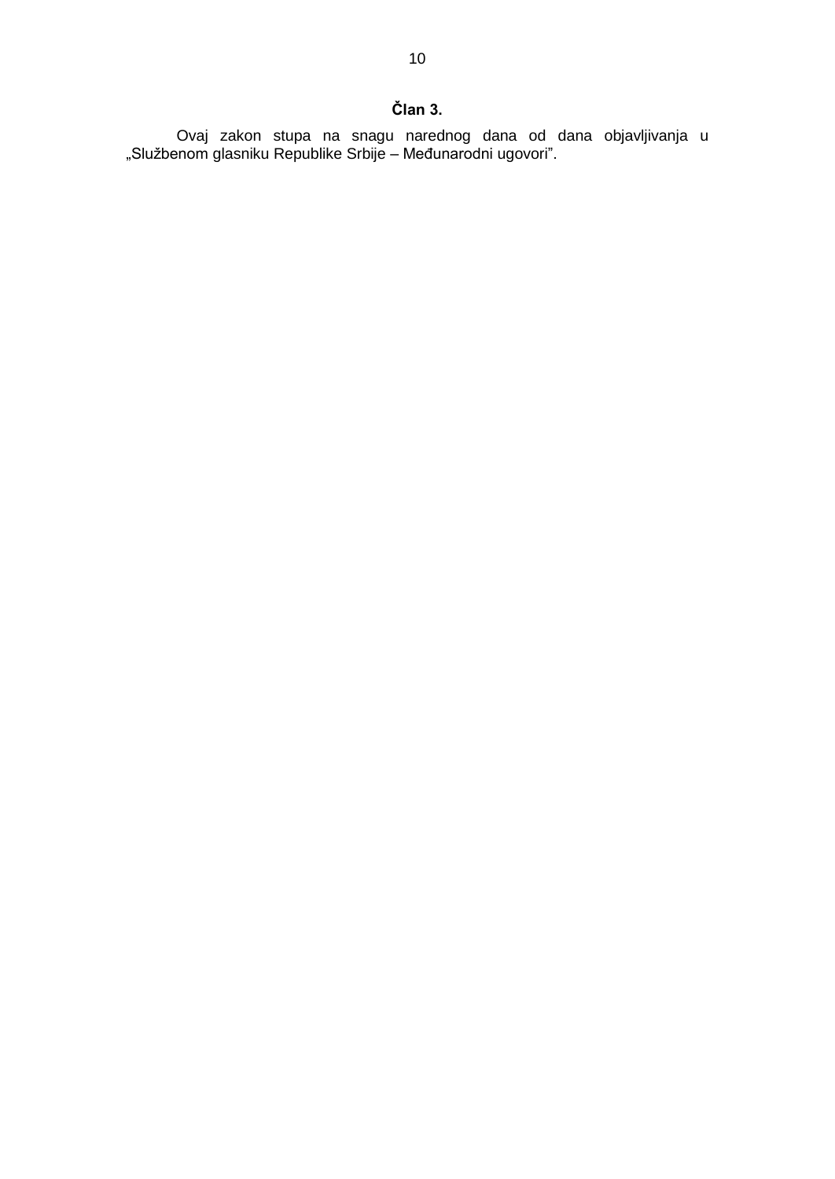**Član 3.**

Ovaj zakon stupa na snagu narednog dana od dana objavljivanja u „Službenom glasniku Republike Srbije – Međunarodni ugovori”.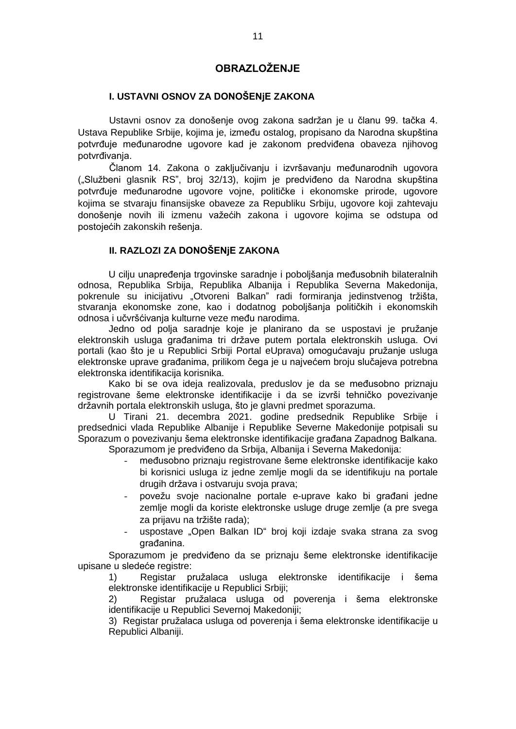# OBRAZLOŽENJE

## I. USTAVNI OSNOV ZA DONOŠENjE ZAKONA

Ustavni osnov za donošenje ovog zakona sadržan je u članu 99. tačka 4. Ustava Republike Srbije, kojima je, između ostalog, propisano da Narodna skupština potvrđuje međunarodne ugovore kad je zakonom predviđena obaveza njihovog potvrđivanja.

Članom 14. Zakona o zaključivanju i izvršavanju međunarodnih ugovora („Službeni glasnik RS”, broj 32/13), kojim je predviđeno da Narodna skupština potvrđuje međunarodne ugovore vojne, političke i ekonomske prirode, ugovore kojima se stvaraju finansijske obaveze za Republiku Srbiju, ugovore koji zahtevaju donošenje novih ili izmenu važećih zakona i ugovore kojima se odstupa od postojećih zakonskih rešenja.

## II. RAZLOZI ZA DONOŠENjE ZAKONA

U cilju unapređenja trgovinske saradnje i poboljšanja međusobnih bilateralnih odnosa, Republika Srbija, Republika Albanija i Republika Severna Makedonija, pokrenule su inicijativu „Otvoreni Balkan” radi formiranja jedinstvenog tržišta, stvaranja ekonomske zone, kao i dodatnog poboljšanja političkih i ekonomskih odnosa i učvršćivanja kulturne veze među narodima.

Jedno od polja saradnje koje je planirano da se uspostavi je pružanje elektronskih usluga građanima tri države putem portala elektronskih usluga. Ovi portali (kao što je u Republici Srbiji Portal eUprava) omogućavaju pružanje usluga elektronske uprave građanima, prilikom čega je u najvećem broju slučajeva potrebna elektronska identifikacija korisnika.

Kako bi se ova ideja realizovala, preduslov je da se međusobno priznaju registrovane šeme elektronske identifikacije i da se izvrši tehničko povezivanje državnih portala elektronskih usluga, što je glavni predmet sporazuma.

U Tirani 21. decembra 2021. godine predsednik Republike Srbije i predsednici vlada Republike Albanije i Republike Severne Makedonije potpisali su Sporazum o povezivanju šema elektronske identifikacije građana Zapadnog Balkana.

Sporazumom je predviđeno da Srbija, Albanija i Severna Makedonija:

- međusobno priznaju registrovane šeme elektronske identifikacije kako bi korisnici usluga iz jedne zemlje mogli da se identifikuju na portale drugih država i ostvaruju svoja prava;
- povežu svoje nacionalne portale e-uprave kako bi građani jedne zemlje mogli da koriste elektronske usluge druge zemlje (a pre svega za prijavu na tržište rada);
- uspostave „Open Balkan ID“ broj koji izdaje svaka strana za svog građanina.

Sporazumom je predviđeno da se priznaju šeme elektronske identifikacije upisane u sledeće registre:

1) Registar pružalaca usluga elektronske identifikacije i šema elektronske identifikacije u Republici Srbiji;
2) Registar pružalaca usluga od poverenja i šema elektronske identifikacije u Republici Severnoj Makedoniji;
3) Registar pružalaca usluga od poverenja i šema elektronske identifikacije u Republici Albaniji.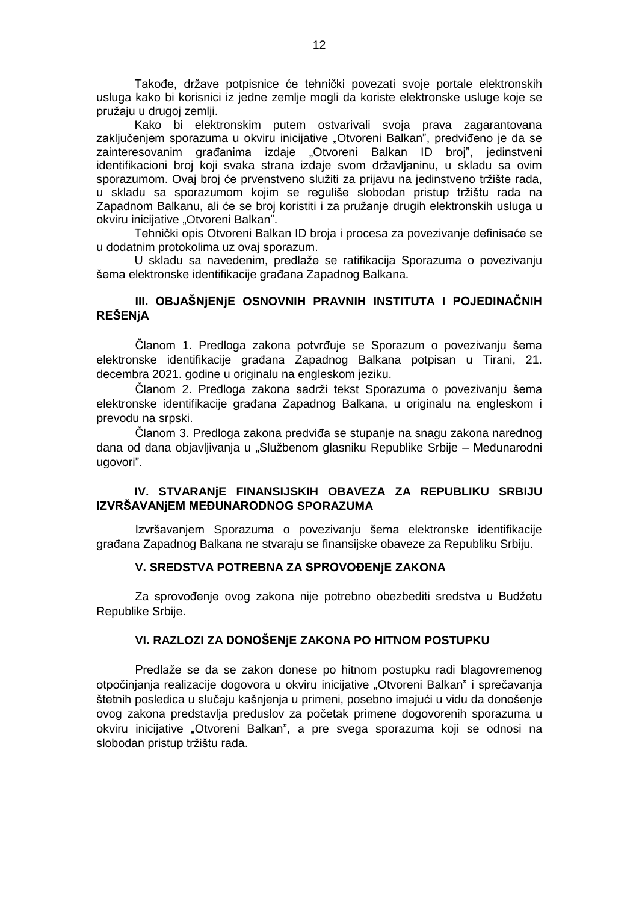Takođe, države potpisnice će tehnički povezati svoje portale elektronskih usluga kako bi korisnici iz jedne zemlje mogli da koriste elektronske usluge koje se pružaju u drugoj zemlji.

Kako bi elektronskim putem ostvarivali svoja prava zagarantovana zaključenjem sporazuma u okviru inicijative „Otvoreni Balkan", predviđeno je da se zainteresovanim građanima izdaje „Otvoreni Balkan ID broj", jedinstveni identifikacioni broj koji svaka strana izdaje svom državljaninu, u skladu sa ovim sporazumom. Ovaj broj će prvenstveno služiti za prijavu na jedinstveno tržište rada, u skladu sa sporazumom kojim se reguliše slobodan pristup tržištu rada na Zapadnom Balkanu, ali će se broj koristiti i za pružanje drugih elektronskih usluga u okviru inicijative „Otvoreni Balkan".

Tehnički opis Otvoreni Balkan ID broja i procesa za povezivanje definisaće se u dodatnim protokolima uz ovaj sporazum.

U skladu sa navedenim, predlaže se ratifikacija Sporazuma o povezivanju šema elektronske identifikacije građana Zapadnog Balkana.

## III. OBJAŠNjENjE OSNOVNIH PRAVNIH INSTITUTA I POJEDINAČNIH REŠENjA

Članom 1. Predloga zakona potvrđuje se Sporazum o povezivanju šema elektronske identifikacije građana Zapadnog Balkana potpisan u Tirani, 21. decembra 2021. godine u originalu na engleskom jeziku.

Članom 2. Predloga zakona sadrži tekst Sporazuma o povezivanju šema elektronske identifikacije građana Zapadnog Balkana, u originalu na engleskom i prevodu na srpski.

Članom 3. Predloga zakona predviđa se stupanje na snagu zakona narednog dana od dana objavljivanja u „Službenom glasniku Republike Srbije – Međunarodni ugovori".

## IV. STVARANjE FINANSIJSKIH OBAVEZA ZA REPUBLIKU SRBIJU IZVRŠAVANjEM MEĐUNARODNOG SPORAZUMA

Izvršavanjem Sporazuma o povezivanju šema elektronske identifikacije građana Zapadnog Balkana ne stvaraju se finansijske obaveze za Republiku Srbiju.

## V. SREDSTVA POTREBNA ZA SPROVOĐENjE ZAKONA

Za sprovođenje ovog zakona nije potrebno obezbediti sredstva u Budžetu Republike Srbije.

## VI. RAZLOZI ZA DONOŠENjE ZAKONA PO HITNOM POSTUPKU

Predlaže se da se zakon donese po hitnom postupku radi blagovremenog otpočinjanja realizacije dogovora u okviru inicijative „Otvoreni Balkan" i sprečavanja štetnih posledica u slučaju kašnjenja u primeni, posebno imajući u vidu da donošenje ovog zakona predstavlja preduslov za početak primene dogovorenih sporazuma u okviru inicijative „Otvoreni Balkan", a pre svega sporazuma koji se odnosi na slobodan pristup tržištu rada.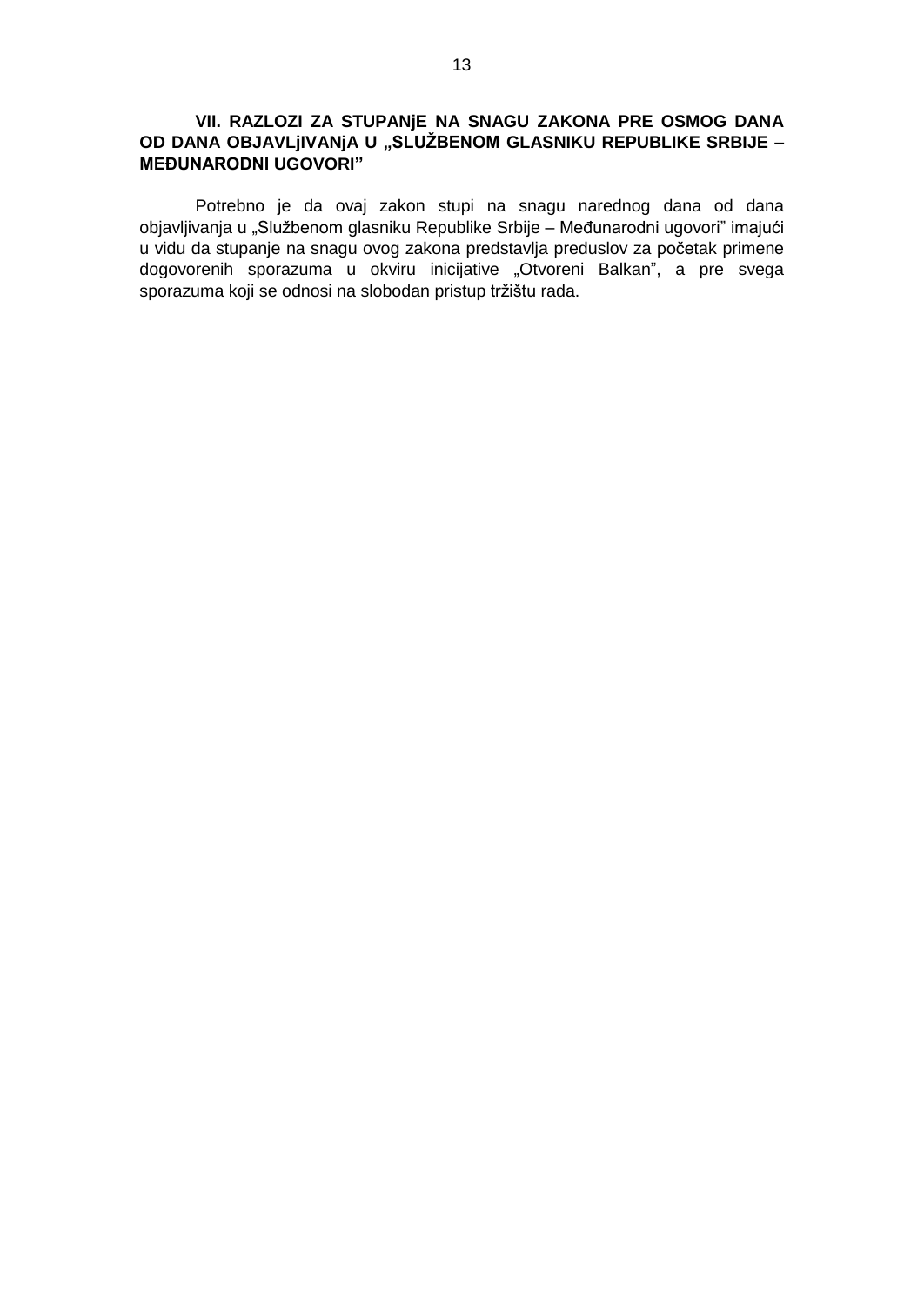## VII. RAZLOZI ZA STUPANjE NA SNAGU ZAKONA PRE OSMOG DANA OD DANA OBJAVLjIVANjA U „SLUŽBENOM GLASNIKU REPUBLIKE SRBIJE – MEĐUNARODNI UGOVORI”

Potrebno je da ovaj zakon stupi na snagu narednog dana od dana objavljivanja u „Službenom glasniku Republike Srbije – Međunarodni ugovori” imajući u vidu da stupanje na snagu ovog zakona predstavlja preduslov za početak primene dogovorenih sporazuma u okviru inicijative „Otvoreni Balkan”, a pre svega sporazuma koji se odnosi na slobodan pristup tržištu rada.